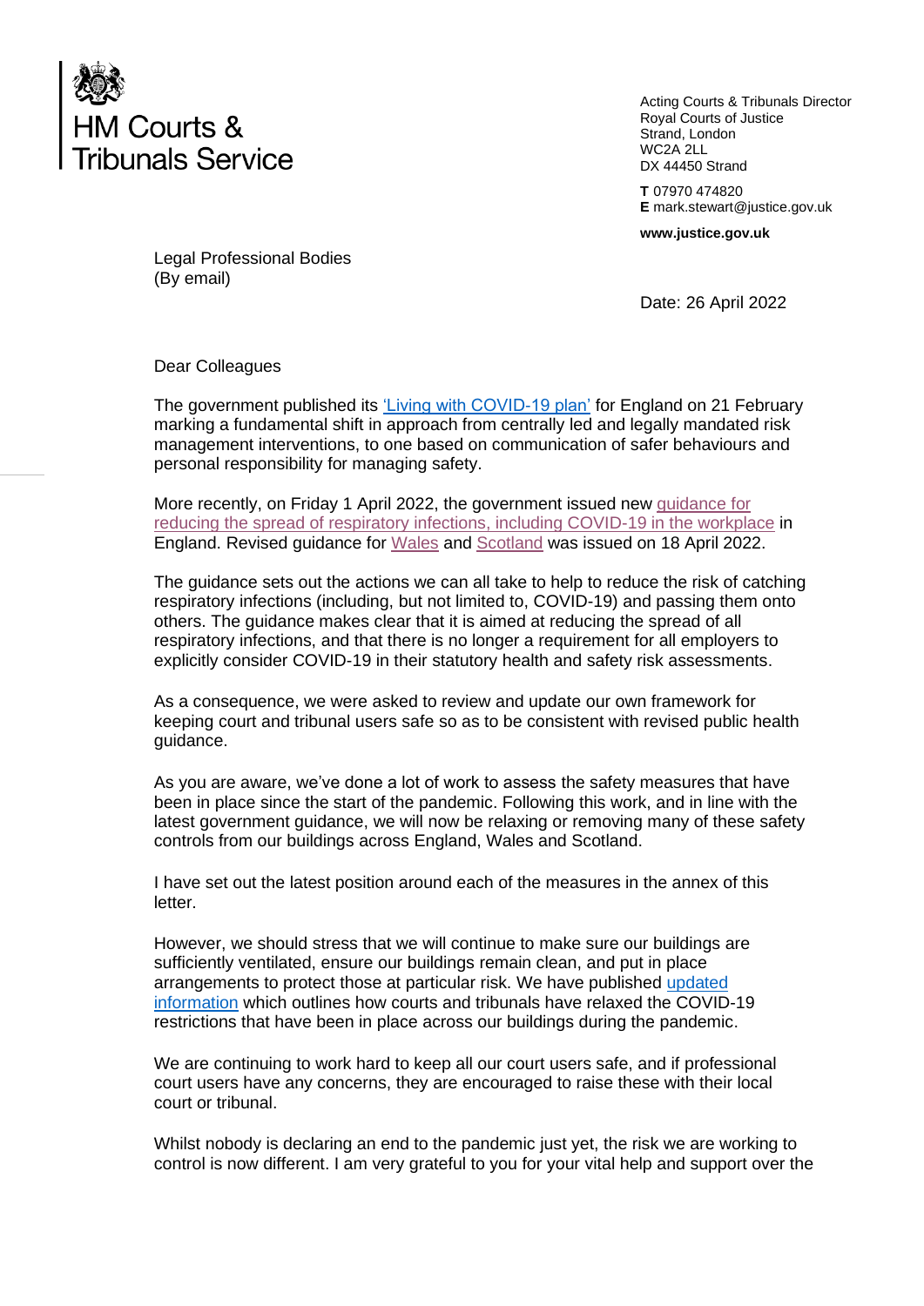HM Courts & Tribunals Service

Acting Courts & Tribunals Director
Royal Courts of Justice
Strand, London
WC2A 2LL
DX 44450 Strand

**T** 07970 474820
**E** mark.stewart@justice.gov.uk

**www.justice.gov.uk**

Legal Professional Bodies
(By email)

Date: 26 April 2022

Dear Colleagues

The government published its 'Living with COVID-19 plan' for England on 21 February marking a fundamental shift in approach from centrally led and legally mandated risk management interventions, to one based on communication of safer behaviours and personal responsibility for managing safety.

More recently, on Friday 1 April 2022, the government issued new guidance for reducing the spread of respiratory infections, including COVID-19 in the workplace in England. Revised guidance for Wales and Scotland was issued on 18 April 2022.

The guidance sets out the actions we can all take to help to reduce the risk of catching respiratory infections (including, but not limited to, COVID-19) and passing them onto others. The guidance makes clear that it is aimed at reducing the spread of all respiratory infections, and that there is no longer a requirement for all employers to explicitly consider COVID-19 in their statutory health and safety risk assessments.

As a consequence, we were asked to review and update our own framework for keeping court and tribunal users safe so as to be consistent with revised public health guidance.

As you are aware, we've done a lot of work to assess the safety measures that have been in place since the start of the pandemic. Following this work, and in line with the latest government guidance, we will now be relaxing or removing many of these safety controls from our buildings across England, Wales and Scotland.

I have set out the latest position around each of the measures in the annex of this letter.

However, we should stress that we will continue to make sure our buildings are sufficiently ventilated, ensure our buildings remain clean, and put in place arrangements to protect those at particular risk. We have published updated information which outlines how courts and tribunals have relaxed the COVID-19 restrictions that have been in place across our buildings during the pandemic.

We are continuing to work hard to keep all our court users safe, and if professional court users have any concerns, they are encouraged to raise these with their local court or tribunal.

Whilst nobody is declaring an end to the pandemic just yet, the risk we are working to control is now different. I am very grateful to you for your vital help and support over the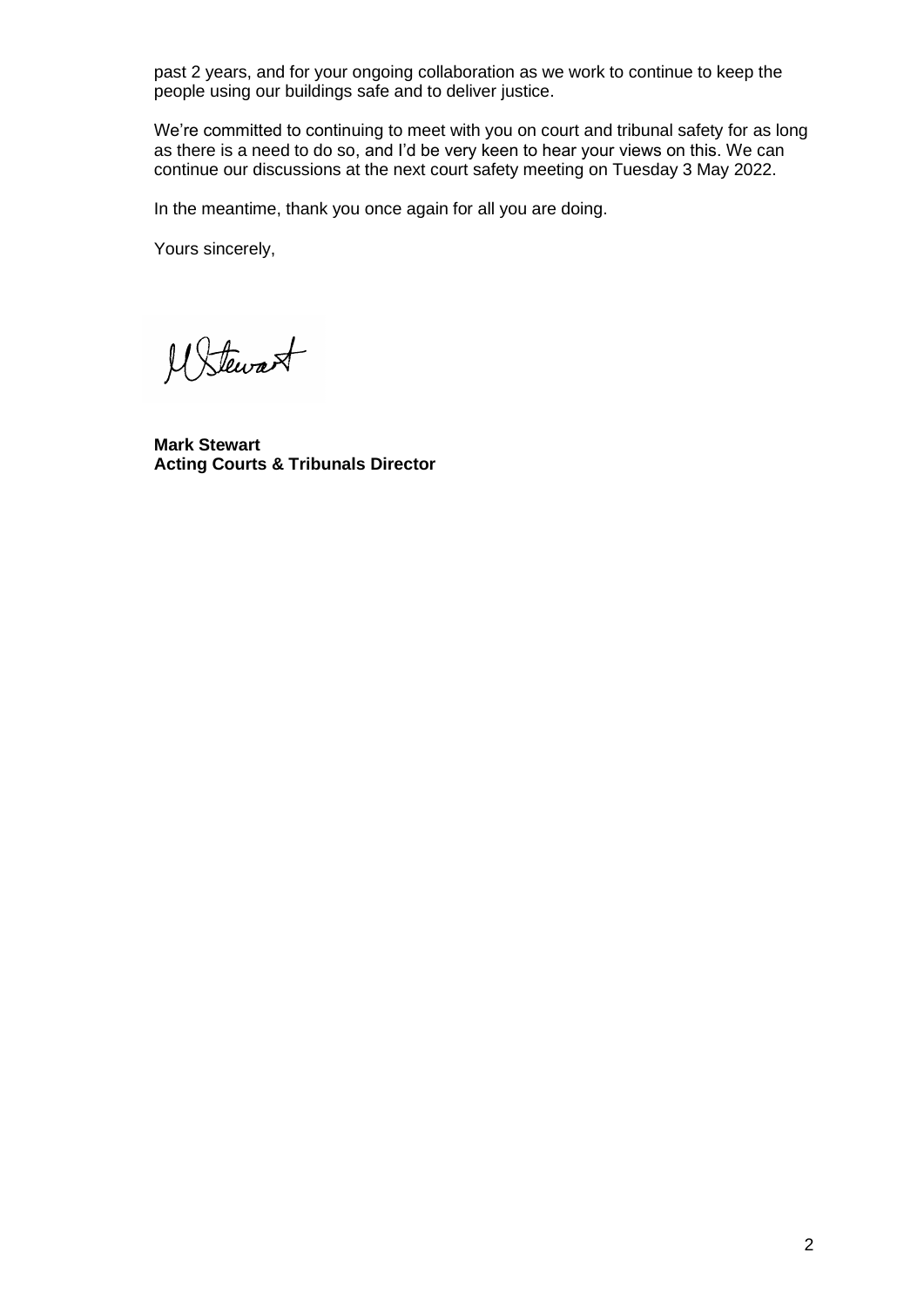past 2 years, and for your ongoing collaboration as we work to continue to keep the people using our buildings safe and to deliver justice.

We're committed to continuing to meet with you on court and tribunal safety for as long as there is a need to do so, and I'd be very keen to hear your views on this. We can continue our discussions at the next court safety meeting on Tuesday 3 May 2022.

In the meantime, thank you once again for all you are doing.

Yours sincerely,

**Mark Stewart**
**Acting Courts & Tribunals Director**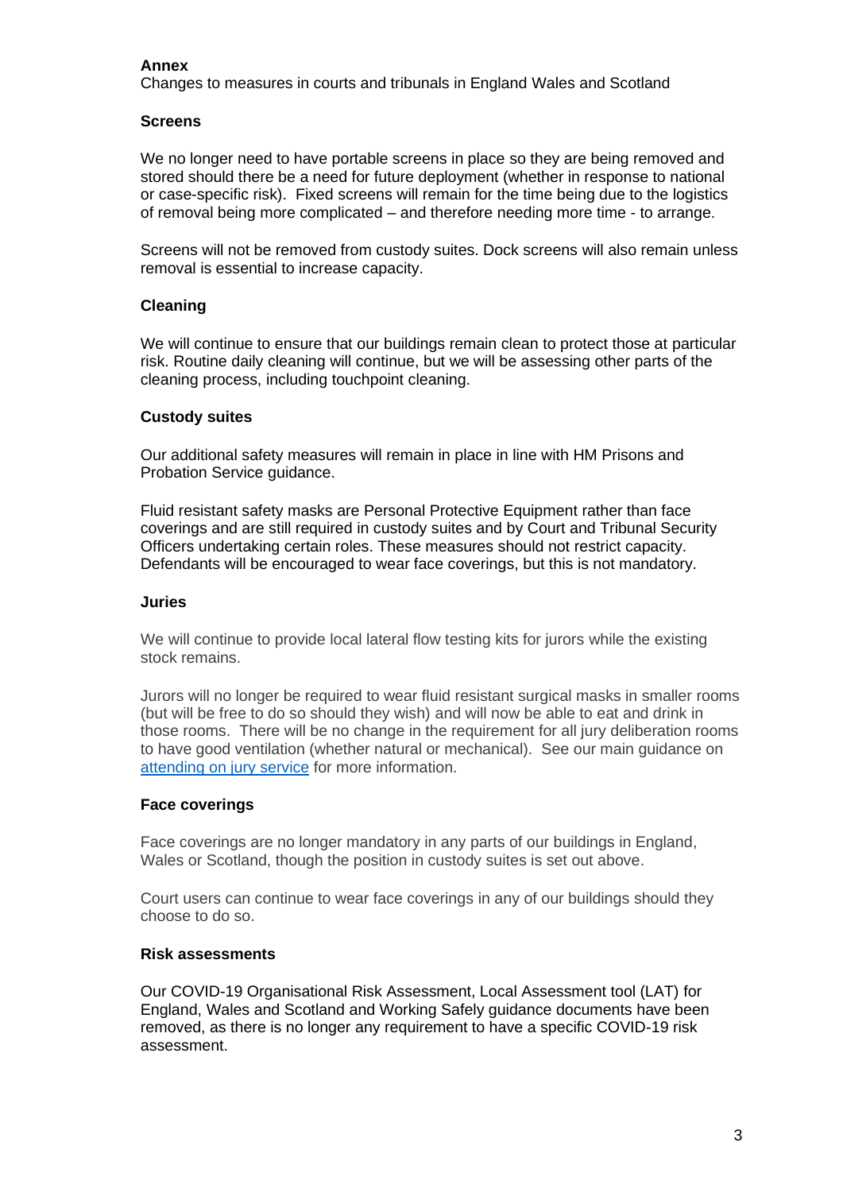**Annex**

Changes to measures in courts and tribunals in England Wales and Scotland

**Screens**

We no longer need to have portable screens in place so they are being removed and stored should there be a need for future deployment (whether in response to national or case-specific risk). Fixed screens will remain for the time being due to the logistics of removal being more complicated – and therefore needing more time - to arrange.

Screens will not be removed from custody suites. Dock screens will also remain unless removal is essential to increase capacity.

**Cleaning**

We will continue to ensure that our buildings remain clean to protect those at particular risk. Routine daily cleaning will continue, but we will be assessing other parts of the cleaning process, including touchpoint cleaning.

**Custody suites**

Our additional safety measures will remain in place in line with HM Prisons and Probation Service guidance.

Fluid resistant safety masks are Personal Protective Equipment rather than face coverings and are still required in custody suites and by Court and Tribunal Security Officers undertaking certain roles. These measures should not restrict capacity. Defendants will be encouraged to wear face coverings, but this is not mandatory.

**Juries**

We will continue to provide local lateral flow testing kits for jurors while the existing stock remains.

Jurors will no longer be required to wear fluid resistant surgical masks in smaller rooms (but will be free to do so should they wish) and will now be able to eat and drink in those rooms. There will be no change in the requirement for all jury deliberation rooms to have good ventilation (whether natural or mechanical). See our main guidance on [attending on jury service] for more information.

**Face coverings**

Face coverings are no longer mandatory in any parts of our buildings in England, Wales or Scotland, though the position in custody suites is set out above.

Court users can continue to wear face coverings in any of our buildings should they choose to do so.

**Risk assessments**

Our COVID-19 Organisational Risk Assessment, Local Assessment tool (LAT) for England, Wales and Scotland and Working Safely guidance documents have been removed, as there is no longer any requirement to have a specific COVID-19 risk assessment.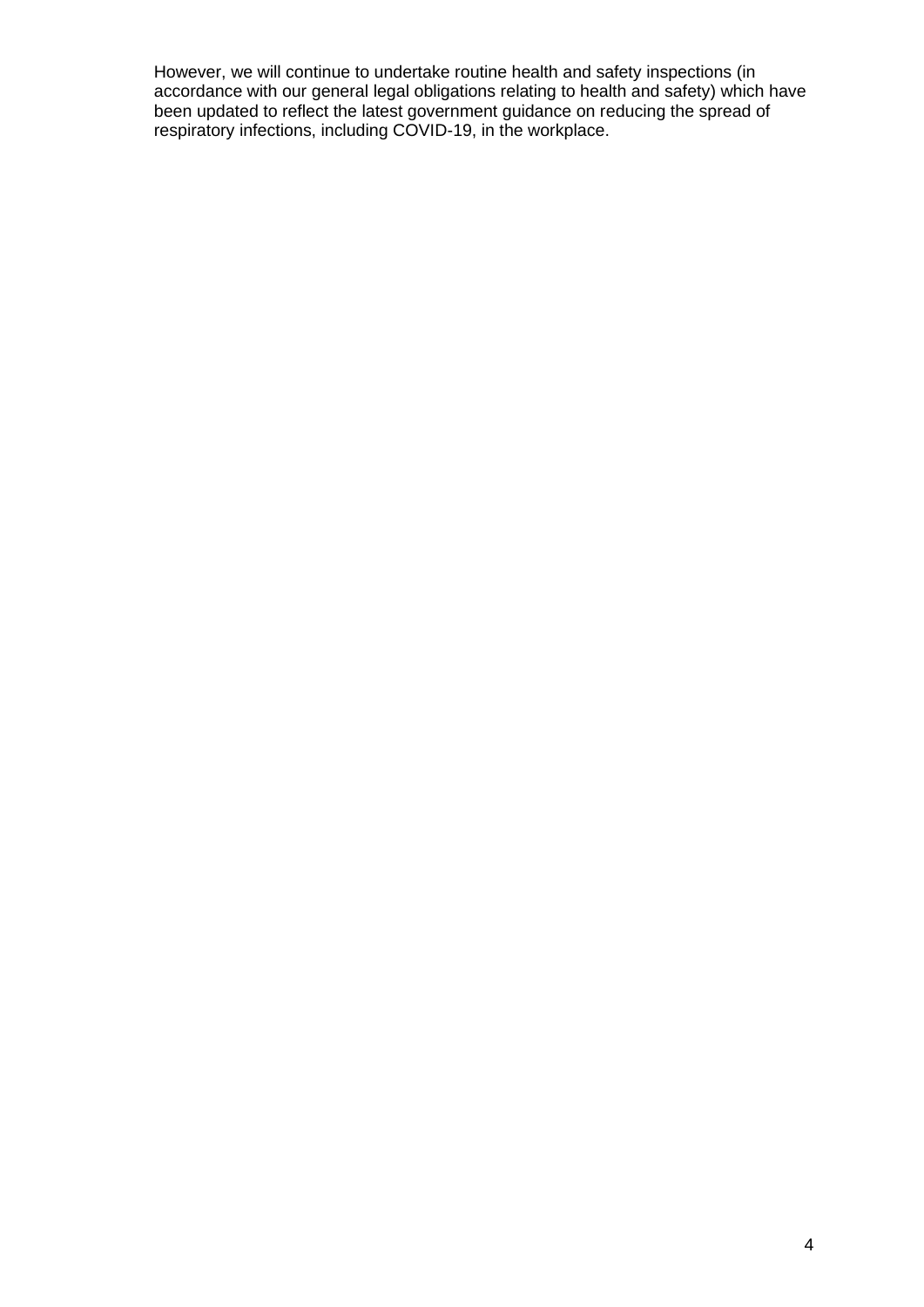However, we will continue to undertake routine health and safety inspections (in accordance with our general legal obligations relating to health and safety) which have been updated to reflect the latest government guidance on reducing the spread of respiratory infections, including COVID-19, in the workplace.